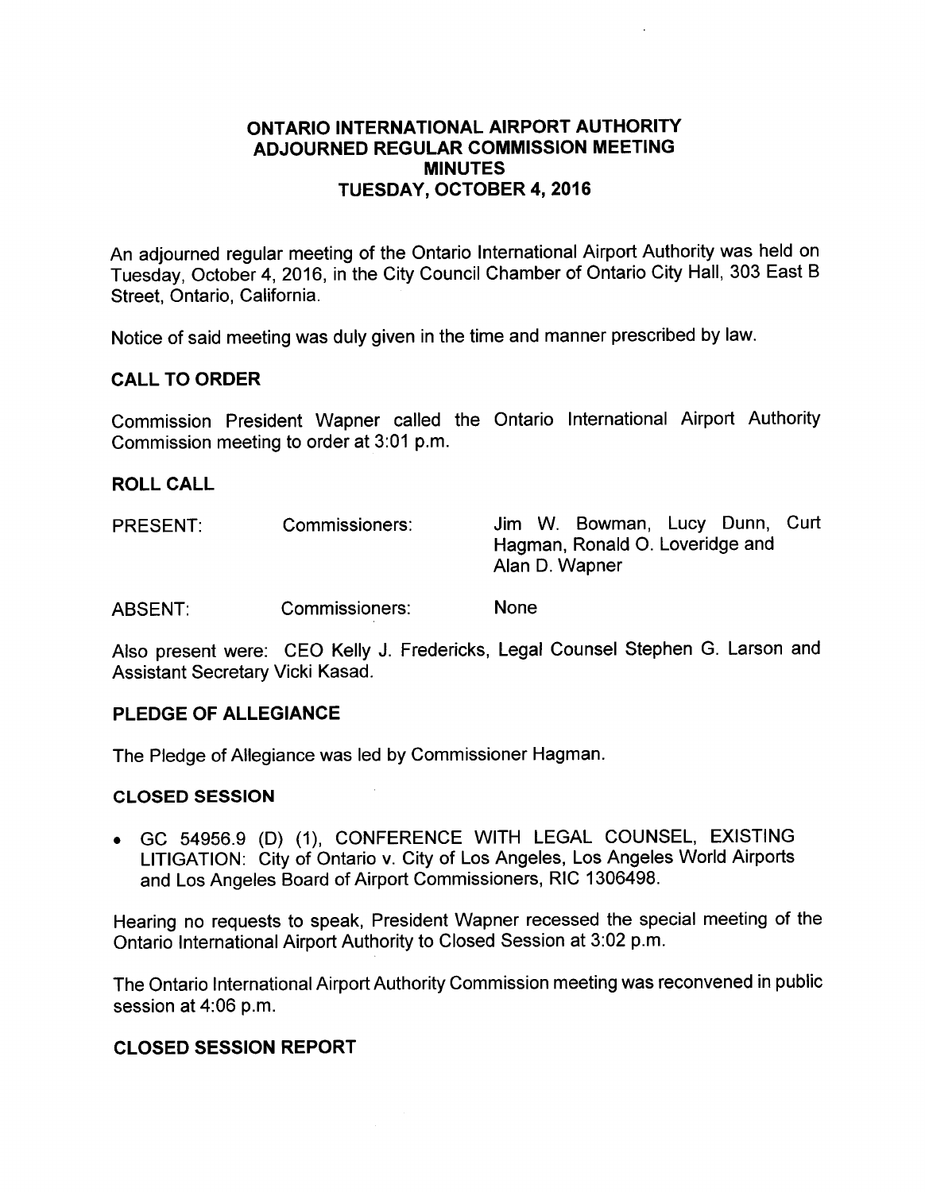# ONTARIO INTERNATIONAL AIRPORT AUTHORITY
## ADJOURNED REGULAR COMMISSION MEETING
## MINUTES
## TUESDAY, OCTOBER 4, 2016

An adjourned regular meeting of the Ontario International Airport Authority was held on Tuesday, October 4, 2016, in the City Council Chamber of Ontario City Hall, 303 East B Street, Ontario, California.

Notice of said meeting was duly given in the time and manner prescribed by law.

### CALL TO ORDER

Commission President Wapner called the Ontario International Airport Authority Commission meeting to order at 3:01 p.m.

### ROLL CALL

| | | |
|---|---|---|
| PRESENT: | Commissioners: | Jim W. Bowman, Lucy Dunn, Curt Hagman, Ronald O. Loveridge and Alan D. Wapner |
| ABSENT: | Commissioners: | None |

Also present were: CEO Kelly J. Fredericks, Legal Counsel Stephen G. Larson and Assistant Secretary Vicki Kasad.

### PLEDGE OF ALLEGIANCE

The Pledge of Allegiance was led by Commissioner Hagman.

### CLOSED SESSION

- GC 54956.9 (D) (1), CONFERENCE WITH LEGAL COUNSEL, EXISTING LITIGATION: City of Ontario v. City of Los Angeles, Los Angeles World Airports and Los Angeles Board of Airport Commissioners, RIC 1306498.

Hearing no requests to speak, President Wapner recessed the special meeting of the Ontario International Airport Authority to Closed Session at 3:02 p.m.

The Ontario International Airport Authority Commission meeting was reconvened in public session at 4:06 p.m.

### CLOSED SESSION REPORT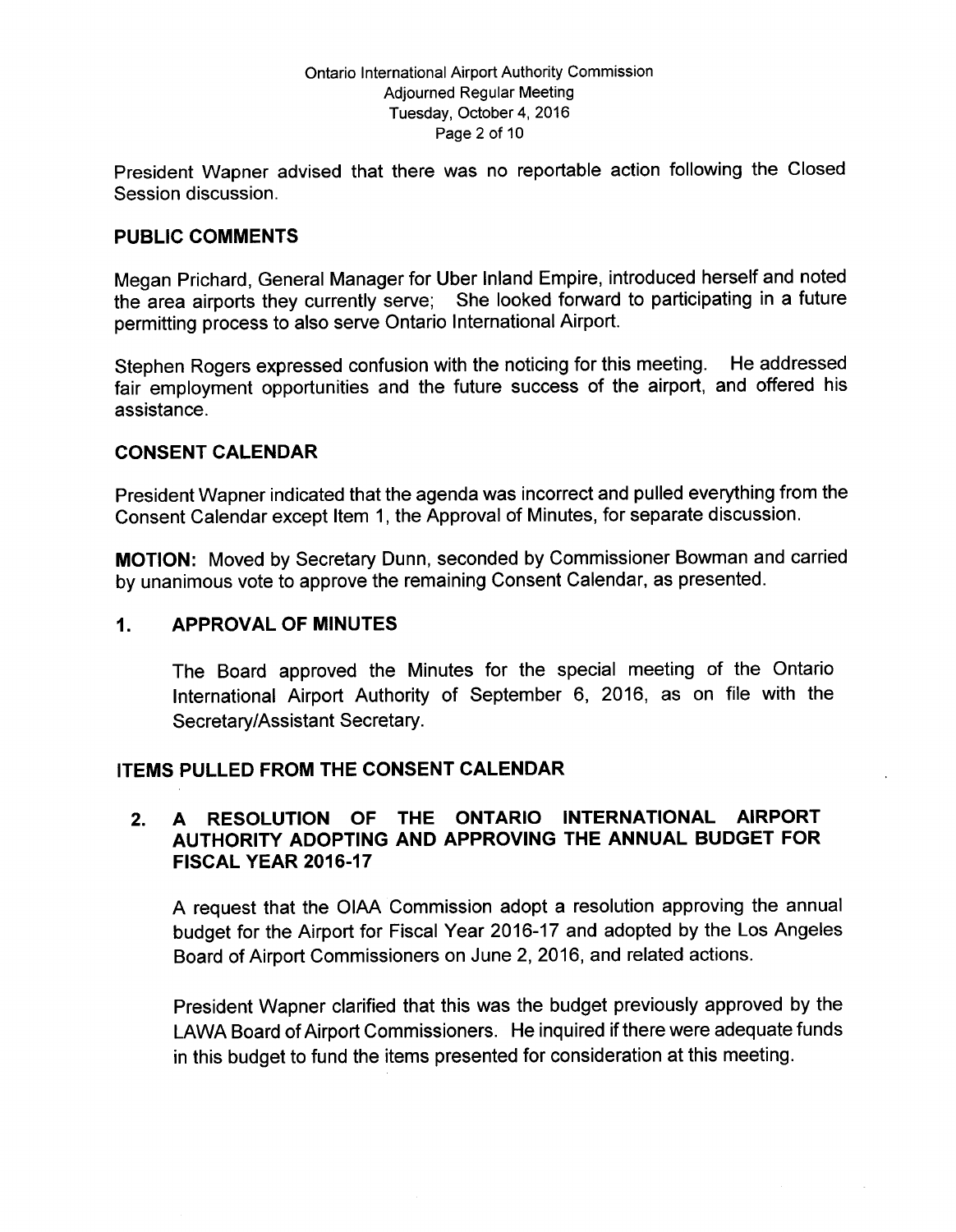President Wapner advised that there was no reportable action following the Closed Session discussion.

## PUBLIC COMMENTS

Megan Prichard, General Manager for Uber Inland Empire, introduced herself and noted the area airports they currently serve; She looked forward to participating in a future permitting process to also serve Ontario International Airport.

Stephen Rogers expressed confusion with the noticing for this meeting. He addressed fair employment opportunities and the future success of the airport, and offered his assistance.

## CONSENT CALENDAR

President Wapner indicated that the agenda was incorrect and pulled everything from the Consent Calendar except Item 1, the Approval of Minutes, for separate discussion.

**MOTION:** Moved by Secretary Dunn, seconded by Commissioner Bowman and carried by unanimous vote to approve the remaining Consent Calendar, as presented.

### 1. APPROVAL OF MINUTES

The Board approved the Minutes for the special meeting of the Ontario International Airport Authority of September 6, 2016, as on file with the Secretary/Assistant Secretary.

## ITEMS PULLED FROM THE CONSENT CALENDAR

### 2. A RESOLUTION OF THE ONTARIO INTERNATIONAL AIRPORT AUTHORITY ADOPTING AND APPROVING THE ANNUAL BUDGET FOR FISCAL YEAR 2016-17

A request that the OIAA Commission adopt a resolution approving the annual budget for the Airport for Fiscal Year 2016-17 and adopted by the Los Angeles Board of Airport Commissioners on June 2, 2016, and related actions.

President Wapner clarified that this was the budget previously approved by the LAWA Board of Airport Commissioners. He inquired if there were adequate funds in this budget to fund the items presented for consideration at this meeting.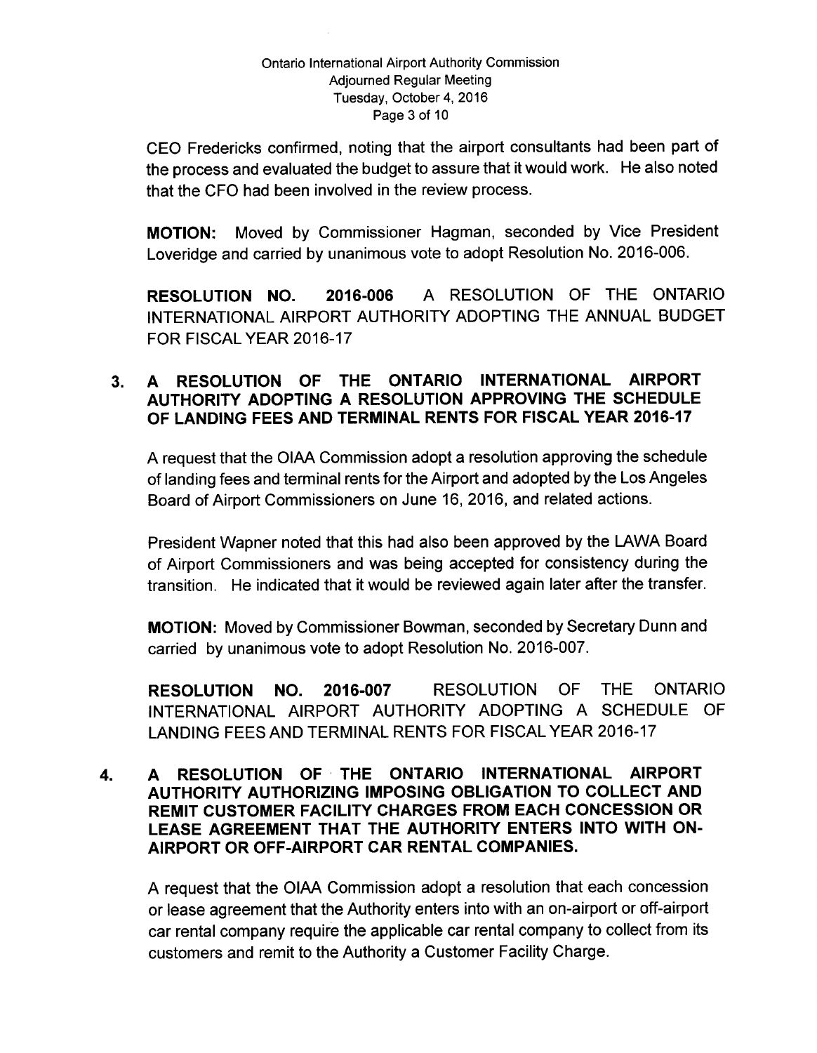CEO Fredericks confirmed, noting that the airport consultants had been part of the process and evaluated the budget to assure that it would work. He also noted that the CFO had been involved in the review process.

**MOTION:** Moved by Commissioner Hagman, seconded by Vice President Loveridge and carried by unanimous vote to adopt Resolution No. 2016-006.

**RESOLUTION NO. 2016-006** A RESOLUTION OF THE ONTARIO INTERNATIONAL AIRPORT AUTHORITY ADOPTING THE ANNUAL BUDGET FOR FISCAL YEAR 2016-17

**3. A RESOLUTION OF THE ONTARIO INTERNATIONAL AIRPORT AUTHORITY ADOPTING A RESOLUTION APPROVING THE SCHEDULE OF LANDING FEES AND TERMINAL RENTS FOR FISCAL YEAR 2016-17**

A request that the OIAA Commission adopt a resolution approving the schedule of landing fees and terminal rents for the Airport and adopted by the Los Angeles Board of Airport Commissioners on June 16, 2016, and related actions.

President Wapner noted that this had also been approved by the LAWA Board of Airport Commissioners and was being accepted for consistency during the transition. He indicated that it would be reviewed again later after the transfer.

**MOTION:** Moved by Commissioner Bowman, seconded by Secretary Dunn and carried by unanimous vote to adopt Resolution No. 2016-007.

**RESOLUTION NO. 2016-007** RESOLUTION OF THE ONTARIO INTERNATIONAL AIRPORT AUTHORITY ADOPTING A SCHEDULE OF LANDING FEES AND TERMINAL RENTS FOR FISCAL YEAR 2016-17

**4. A RESOLUTION OF THE ONTARIO INTERNATIONAL AIRPORT AUTHORITY AUTHORIZING IMPOSING OBLIGATION TO COLLECT AND REMIT CUSTOMER FACILITY CHARGES FROM EACH CONCESSION OR LEASE AGREEMENT THAT THE AUTHORITY ENTERS INTO WITH ON-AIRPORT OR OFF-AIRPORT CAR RENTAL COMPANIES.**

A request that the OIAA Commission adopt a resolution that each concession or lease agreement that the Authority enters into with an on-airport or off-airport car rental company require the applicable car rental company to collect from its customers and remit to the Authority a Customer Facility Charge.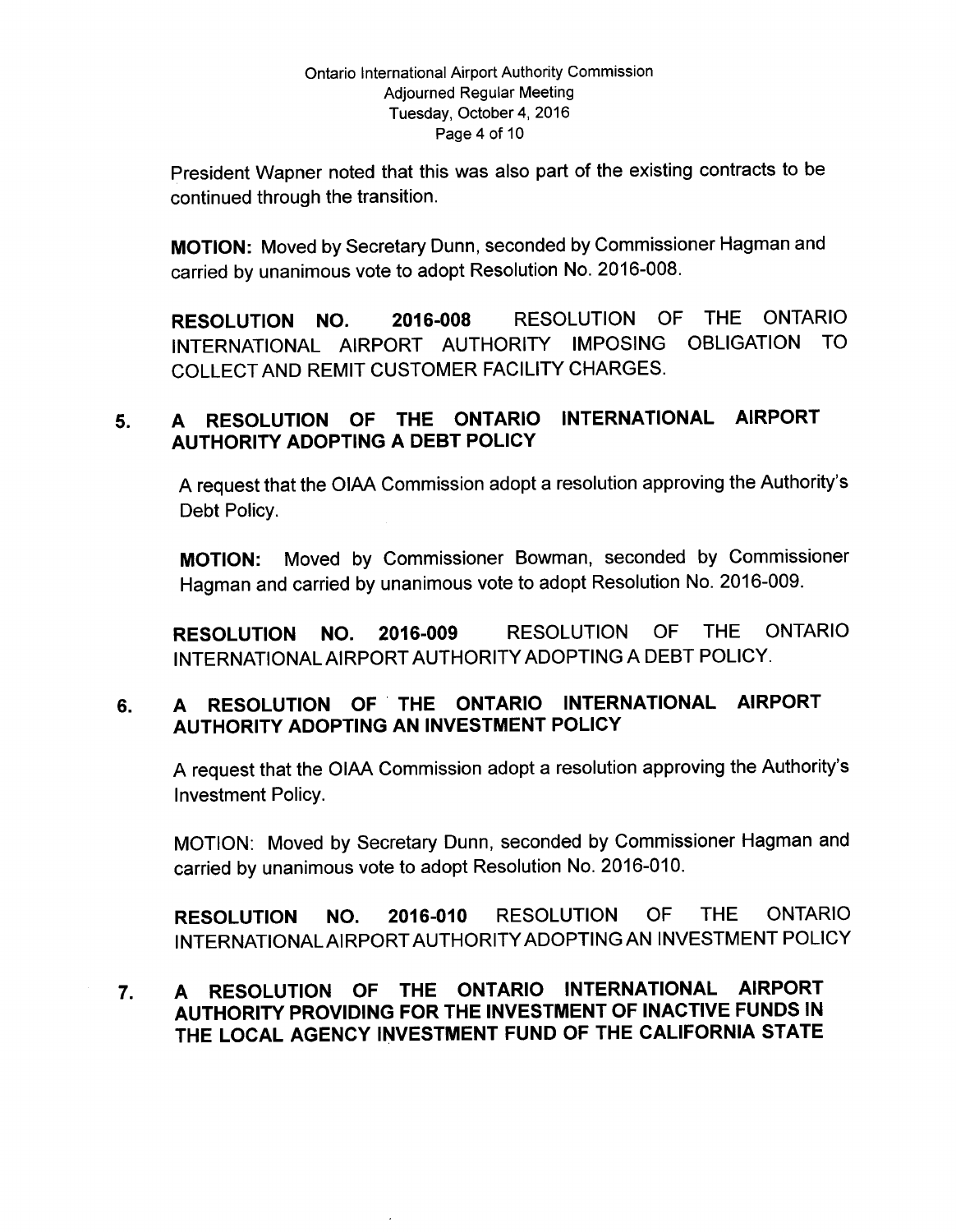President Wapner noted that this was also part of the existing contracts to be continued through the transition.

**MOTION:** Moved by Secretary Dunn, seconded by Commissioner Hagman and carried by unanimous vote to adopt Resolution No. 2016-008.

**RESOLUTION NO. 2016-008** RESOLUTION OF THE ONTARIO INTERNATIONAL AIRPORT AUTHORITY IMPOSING OBLIGATION TO COLLECT AND REMIT CUSTOMER FACILITY CHARGES.

## 5. A RESOLUTION OF THE ONTARIO INTERNATIONAL AIRPORT AUTHORITY ADOPTING A DEBT POLICY

A request that the OIAA Commission adopt a resolution approving the Authority's Debt Policy.

**MOTION:** Moved by Commissioner Bowman, seconded by Commissioner Hagman and carried by unanimous vote to adopt Resolution No. 2016-009.

**RESOLUTION NO. 2016-009** RESOLUTION OF THE ONTARIO INTERNATIONAL AIRPORT AUTHORITY ADOPTING A DEBT POLICY.

## 6. A RESOLUTION OF THE ONTARIO INTERNATIONAL AIRPORT AUTHORITY ADOPTING AN INVESTMENT POLICY

A request that the OIAA Commission adopt a resolution approving the Authority's Investment Policy.

MOTION: Moved by Secretary Dunn, seconded by Commissioner Hagman and carried by unanimous vote to adopt Resolution No. 2016-010.

**RESOLUTION NO. 2016-010** RESOLUTION OF THE ONTARIO INTERNATIONAL AIRPORT AUTHORITY ADOPTING AN INVESTMENT POLICY

## 7. A RESOLUTION OF THE ONTARIO INTERNATIONAL AIRPORT AUTHORITY PROVIDING FOR THE INVESTMENT OF INACTIVE FUNDS IN THE LOCAL AGENCY INVESTMENT FUND OF THE CALIFORNIA STATE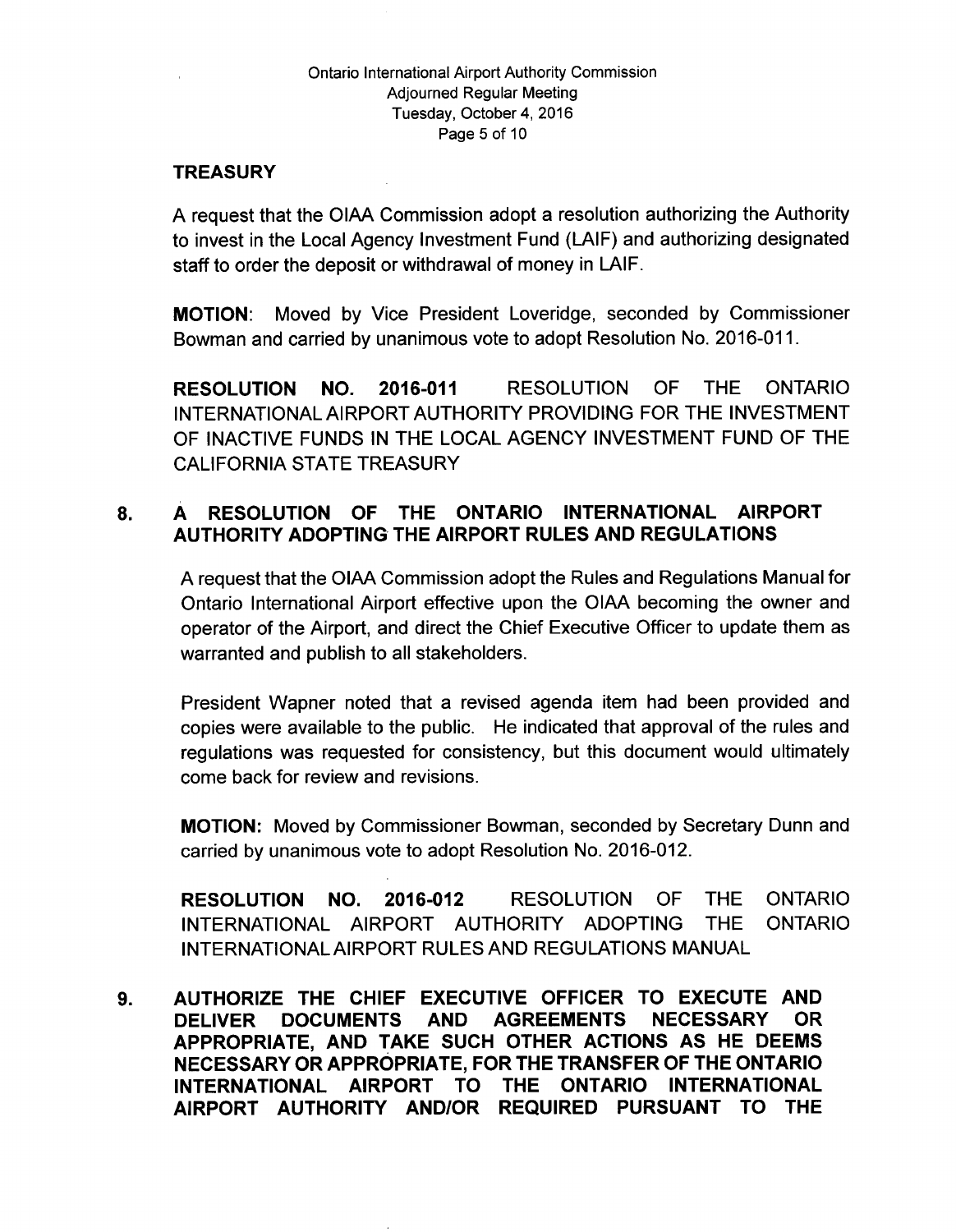**TREASURY**

A request that the OIAA Commission adopt a resolution authorizing the Authority to invest in the Local Agency Investment Fund (LAIF) and authorizing designated staff to order the deposit or withdrawal of money in LAIF.

**MOTION**: Moved by Vice President Loveridge, seconded by Commissioner Bowman and carried by unanimous vote to adopt Resolution No. 2016-011.

**RESOLUTION NO. 2016-011** RESOLUTION OF THE ONTARIO INTERNATIONAL AIRPORT AUTHORITY PROVIDING FOR THE INVESTMENT OF INACTIVE FUNDS IN THE LOCAL AGENCY INVESTMENT FUND OF THE CALIFORNIA STATE TREASURY

**8. A RESOLUTION OF THE ONTARIO INTERNATIONAL AIRPORT AUTHORITY ADOPTING THE AIRPORT RULES AND REGULATIONS**

A request that the OIAA Commission adopt the Rules and Regulations Manual for Ontario International Airport effective upon the OIAA becoming the owner and operator of the Airport, and direct the Chief Executive Officer to update them as warranted and publish to all stakeholders.

President Wapner noted that a revised agenda item had been provided and copies were available to the public. He indicated that approval of the rules and regulations was requested for consistency, but this document would ultimately come back for review and revisions.

**MOTION:** Moved by Commissioner Bowman, seconded by Secretary Dunn and carried by unanimous vote to adopt Resolution No. 2016-012.

**RESOLUTION NO. 2016-012** RESOLUTION OF THE ONTARIO INTERNATIONAL AIRPORT AUTHORITY ADOPTING THE ONTARIO INTERNATIONAL AIRPORT RULES AND REGULATIONS MANUAL

**9. AUTHORIZE THE CHIEF EXECUTIVE OFFICER TO EXECUTE AND DELIVER DOCUMENTS AND AGREEMENTS NECESSARY OR APPROPRIATE, AND TAKE SUCH OTHER ACTIONS AS HE DEEMS NECESSARY OR APPROPRIATE, FOR THE TRANSFER OF THE ONTARIO INTERNATIONAL AIRPORT TO THE ONTARIO INTERNATIONAL AIRPORT AUTHORITY AND/OR REQUIRED PURSUANT TO THE**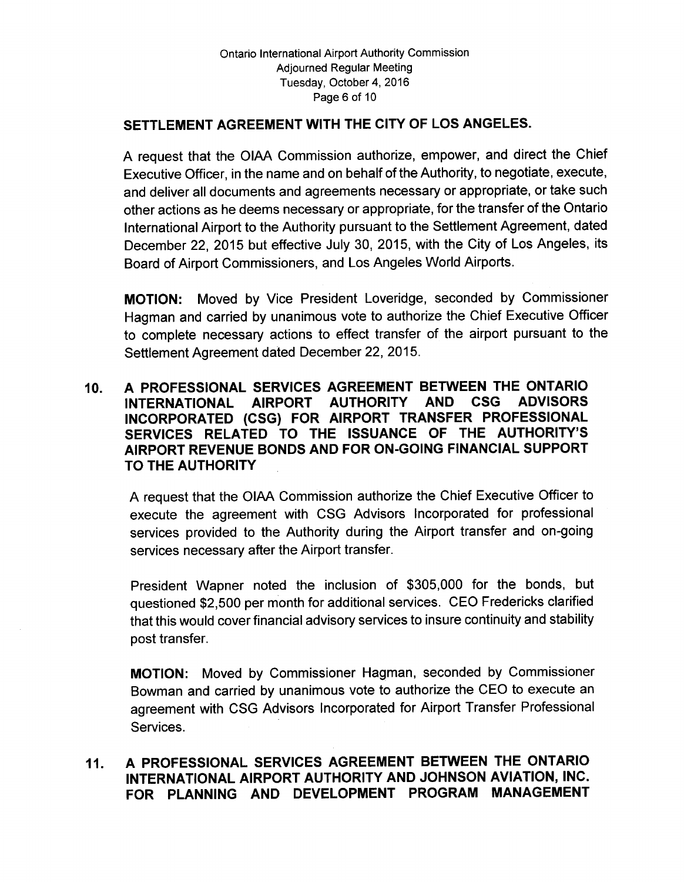**SETTLEMENT AGREEMENT WITH THE CITY OF LOS ANGELES.**

A request that the OIAA Commission authorize, empower, and direct the Chief Executive Officer, in the name and on behalf of the Authority, to negotiate, execute, and deliver all documents and agreements necessary or appropriate, or take such other actions as he deems necessary or appropriate, for the transfer of the Ontario International Airport to the Authority pursuant to the Settlement Agreement, dated December 22, 2015 but effective July 30, 2015, with the City of Los Angeles, its Board of Airport Commissioners, and Los Angeles World Airports.

**MOTION:** Moved by Vice President Loveridge, seconded by Commissioner Hagman and carried by unanimous vote to authorize the Chief Executive Officer to complete necessary actions to effect transfer of the airport pursuant to the Settlement Agreement dated December 22, 2015.

**10. A PROFESSIONAL SERVICES AGREEMENT BETWEEN THE ONTARIO INTERNATIONAL AIRPORT AUTHORITY AND CSG ADVISORS INCORPORATED (CSG) FOR AIRPORT TRANSFER PROFESSIONAL SERVICES RELATED TO THE ISSUANCE OF THE AUTHORITY'S AIRPORT REVENUE BONDS AND FOR ON-GOING FINANCIAL SUPPORT TO THE AUTHORITY**

A request that the OIAA Commission authorize the Chief Executive Officer to execute the agreement with CSG Advisors Incorporated for professional services provided to the Authority during the Airport transfer and on-going services necessary after the Airport transfer.

President Wapner noted the inclusion of $305,000 for the bonds, but questioned $2,500 per month for additional services. CEO Fredericks clarified that this would cover financial advisory services to insure continuity and stability post transfer.

**MOTION:** Moved by Commissioner Hagman, seconded by Commissioner Bowman and carried by unanimous vote to authorize the CEO to execute an agreement with CSG Advisors Incorporated for Airport Transfer Professional Services.

**11. A PROFESSIONAL SERVICES AGREEMENT BETWEEN THE ONTARIO INTERNATIONAL AIRPORT AUTHORITY AND JOHNSON AVIATION, INC. FOR PLANNING AND DEVELOPMENT PROGRAM MANAGEMENT**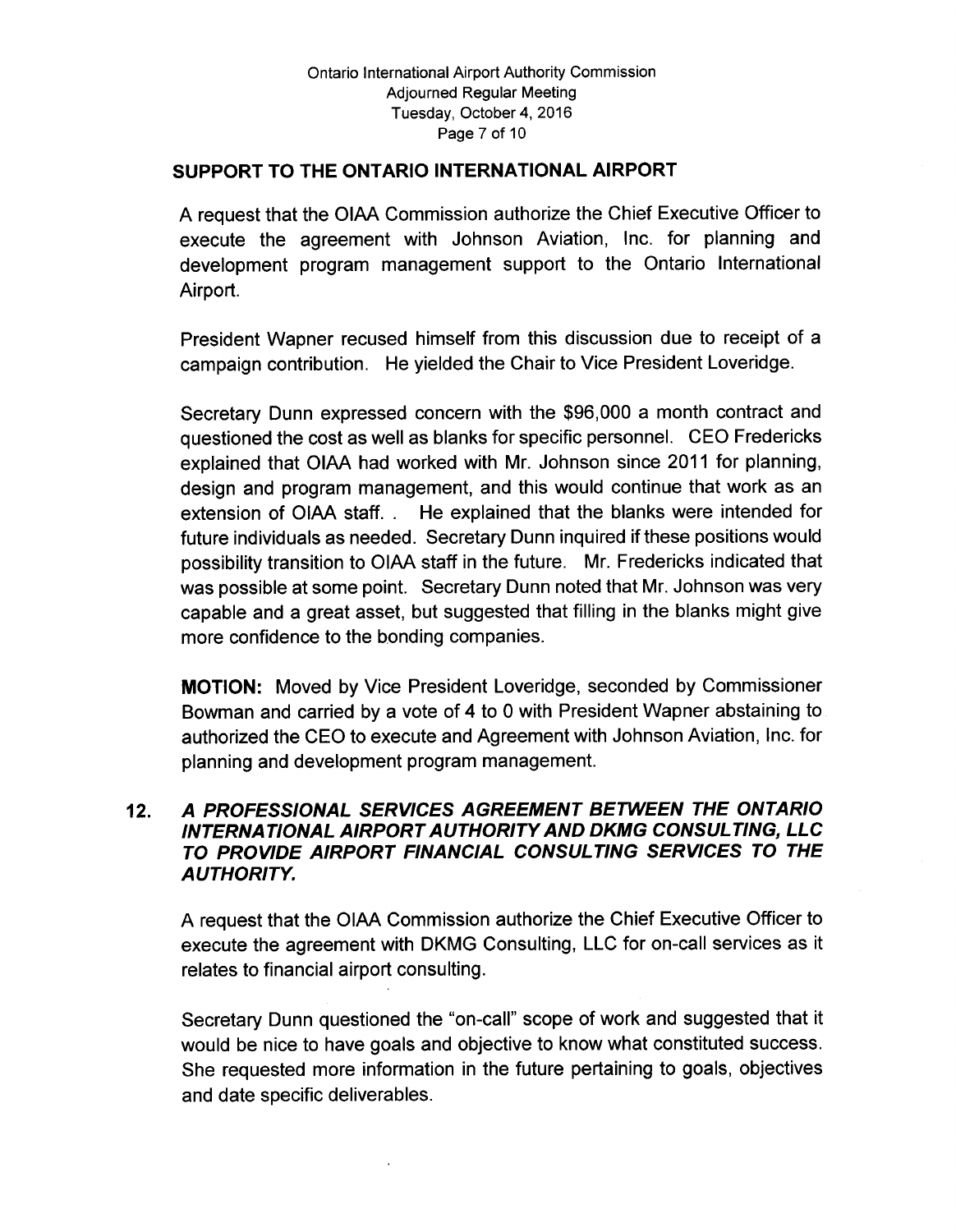## SUPPORT TO THE ONTARIO INTERNATIONAL AIRPORT

A request that the OIAA Commission authorize the Chief Executive Officer to execute the agreement with Johnson Aviation, Inc. for planning and development program management support to the Ontario International Airport.

President Wapner recused himself from this discussion due to receipt of a campaign contribution. He yielded the Chair to Vice President Loveridge.

Secretary Dunn expressed concern with the $96,000 a month contract and questioned the cost as well as blanks for specific personnel. CEO Fredericks explained that OIAA had worked with Mr. Johnson since 2011 for planning, design and program management, and this would continue that work as an extension of OIAA staff. . He explained that the blanks were intended for future individuals as needed. Secretary Dunn inquired if these positions would possibility transition to OIAA staff in the future. Mr. Fredericks indicated that was possible at some point. Secretary Dunn noted that Mr. Johnson was very capable and a great asset, but suggested that filling in the blanks might give more confidence to the bonding companies.

**MOTION:** Moved by Vice President Loveridge, seconded by Commissioner Bowman and carried by a vote of 4 to 0 with President Wapner abstaining to authorized the CEO to execute and Agreement with Johnson Aviation, Inc. for planning and development program management.

## 12. *A PROFESSIONAL SERVICES AGREEMENT BETWEEN THE ONTARIO INTERNATIONAL AIRPORT AUTHORITY AND DKMG CONSULTING, LLC TO PROVIDE AIRPORT FINANCIAL CONSULTING SERVICES TO THE AUTHORITY.*

A request that the OIAA Commission authorize the Chief Executive Officer to execute the agreement with DKMG Consulting, LLC for on-call services as it relates to financial airport consulting.

Secretary Dunn questioned the "on-call" scope of work and suggested that it would be nice to have goals and objective to know what constituted success. She requested more information in the future pertaining to goals, objectives and date specific deliverables.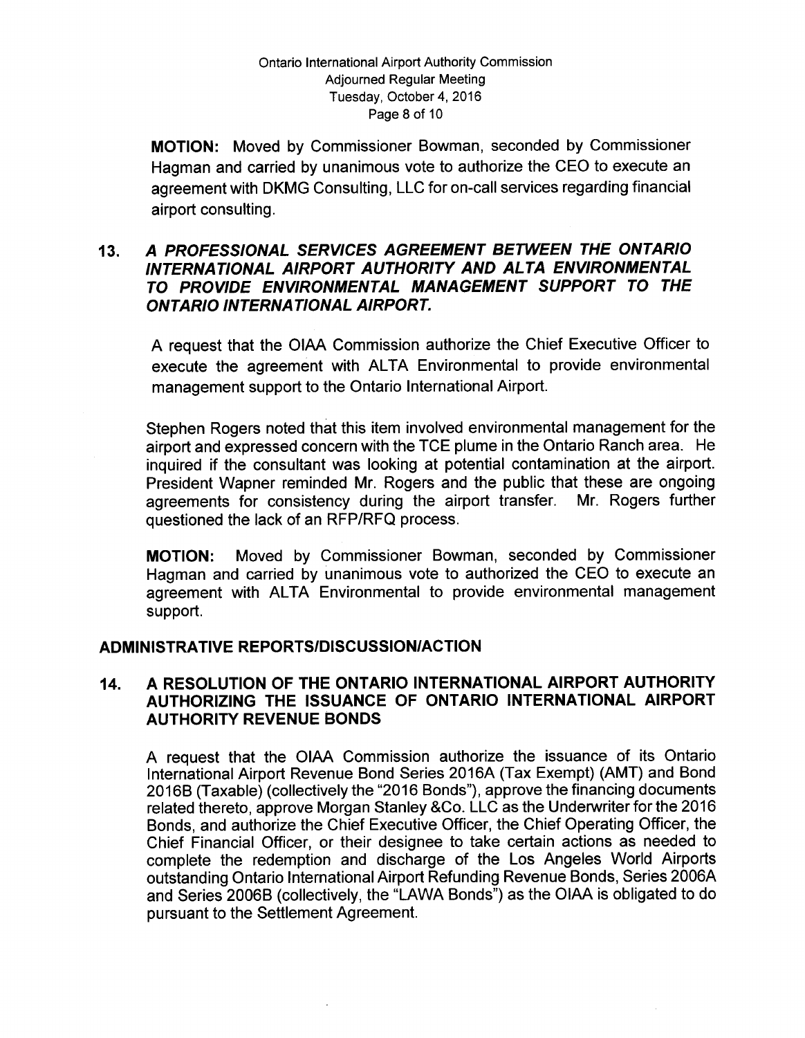**MOTION:** Moved by Commissioner Bowman, seconded by Commissioner Hagman and carried by unanimous vote to authorize the CEO to execute an agreement with DKMG Consulting, LLC for on-call services regarding financial airport consulting.

### 13. *A PROFESSIONAL SERVICES AGREEMENT BETWEEN THE ONTARIO INTERNATIONAL AIRPORT AUTHORITY AND ALTA ENVIRONMENTAL TO PROVIDE ENVIRONMENTAL MANAGEMENT SUPPORT TO THE ONTARIO INTERNATIONAL AIRPORT.*

A request that the OIAA Commission authorize the Chief Executive Officer to execute the agreement with ALTA Environmental to provide environmental management support to the Ontario International Airport.

Stephen Rogers noted that this item involved environmental management for the airport and expressed concern with the TCE plume in the Ontario Ranch area. He inquired if the consultant was looking at potential contamination at the airport. President Wapner reminded Mr. Rogers and the public that these are ongoing agreements for consistency during the airport transfer. Mr. Rogers further questioned the lack of an RFP/RFQ process.

**MOTION:** Moved by Commissioner Bowman, seconded by Commissioner Hagman and carried by unanimous vote to authorized the CEO to execute an agreement with ALTA Environmental to provide environmental management support.

## ADMINISTRATIVE REPORTS/DISCUSSION/ACTION

### 14. A RESOLUTION OF THE ONTARIO INTERNATIONAL AIRPORT AUTHORITY AUTHORIZING THE ISSUANCE OF ONTARIO INTERNATIONAL AIRPORT AUTHORITY REVENUE BONDS

A request that the OIAA Commission authorize the issuance of its Ontario International Airport Revenue Bond Series 2016A (Tax Exempt) (AMT) and Bond 2016B (Taxable) (collectively the "2016 Bonds"), approve the financing documents related thereto, approve Morgan Stanley &Co. LLC as the Underwriter for the 2016 Bonds, and authorize the Chief Executive Officer, the Chief Operating Officer, the Chief Financial Officer, or their designee to take certain actions as needed to complete the redemption and discharge of the Los Angeles World Airports outstanding Ontario International Airport Refunding Revenue Bonds, Series 2006A and Series 2006B (collectively, the "LAWA Bonds") as the OIAA is obligated to do pursuant to the Settlement Agreement.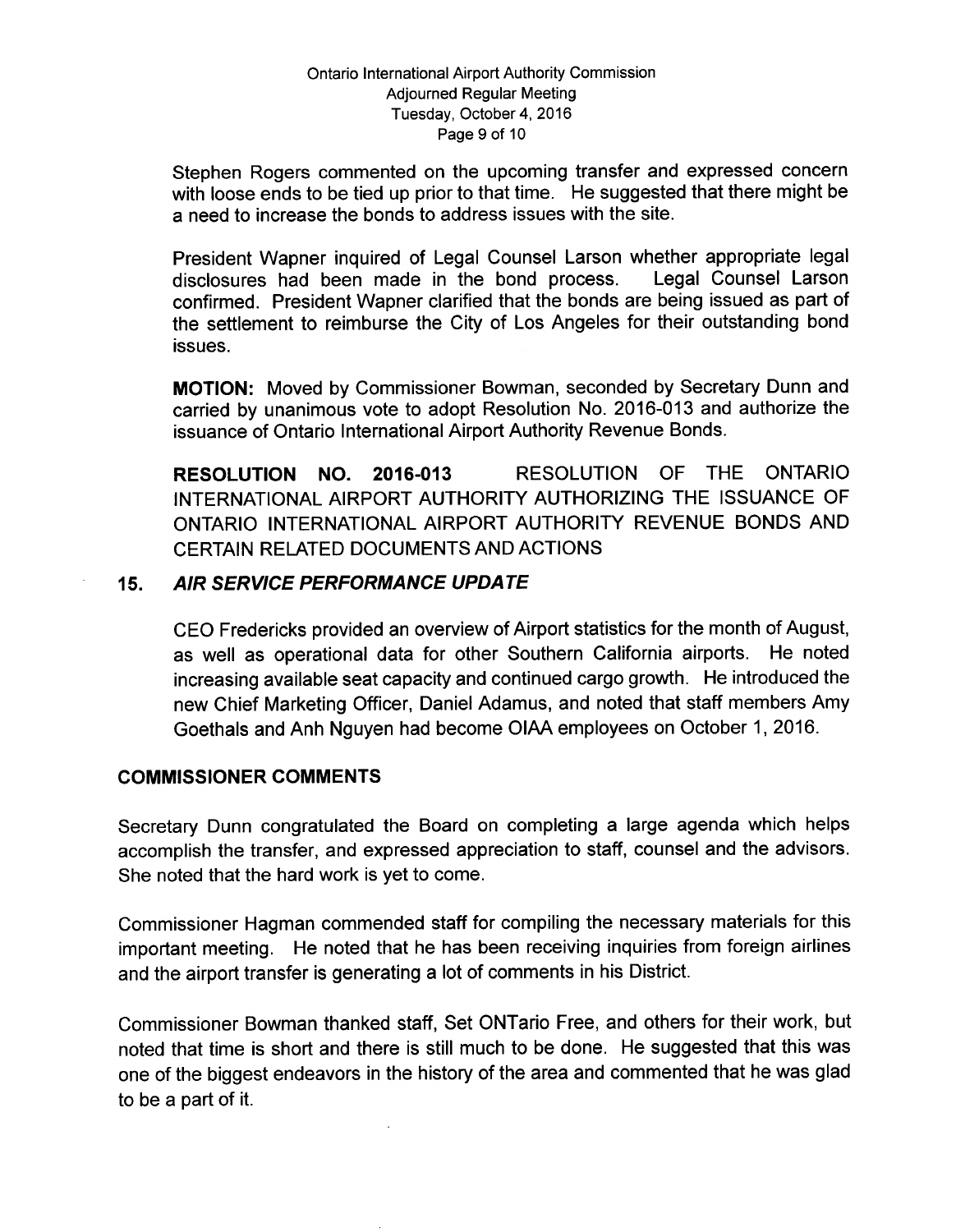Stephen Rogers commented on the upcoming transfer and expressed concern with loose ends to be tied up prior to that time. He suggested that there might be a need to increase the bonds to address issues with the site.

President Wapner inquired of Legal Counsel Larson whether appropriate legal disclosures had been made in the bond process. Legal Counsel Larson confirmed. President Wapner clarified that the bonds are being issued as part of the settlement to reimburse the City of Los Angeles for their outstanding bond issues.

**MOTION:** Moved by Commissioner Bowman, seconded by Secretary Dunn and carried by unanimous vote to adopt Resolution No. 2016-013 and authorize the issuance of Ontario International Airport Authority Revenue Bonds.

**RESOLUTION NO. 2016-013** RESOLUTION OF THE ONTARIO INTERNATIONAL AIRPORT AUTHORITY AUTHORIZING THE ISSUANCE OF ONTARIO INTERNATIONAL AIRPORT AUTHORITY REVENUE BONDS AND CERTAIN RELATED DOCUMENTS AND ACTIONS

### 15. *AIR SERVICE PERFORMANCE UPDATE*

CEO Fredericks provided an overview of Airport statistics for the month of August, as well as operational data for other Southern California airports. He noted increasing available seat capacity and continued cargo growth. He introduced the new Chief Marketing Officer, Daniel Adamus, and noted that staff members Amy Goethals and Anh Nguyen had become OIAA employees on October 1, 2016.

## COMMISSIONER COMMENTS

Secretary Dunn congratulated the Board on completing a large agenda which helps accomplish the transfer, and expressed appreciation to staff, counsel and the advisors. She noted that the hard work is yet to come.

Commissioner Hagman commended staff for compiling the necessary materials for this important meeting. He noted that he has been receiving inquiries from foreign airlines and the airport transfer is generating a lot of comments in his District.

Commissioner Bowman thanked staff, Set ONTario Free, and others for their work, but noted that time is short and there is still much to be done. He suggested that this was one of the biggest endeavors in the history of the area and commented that he was glad to be a part of it.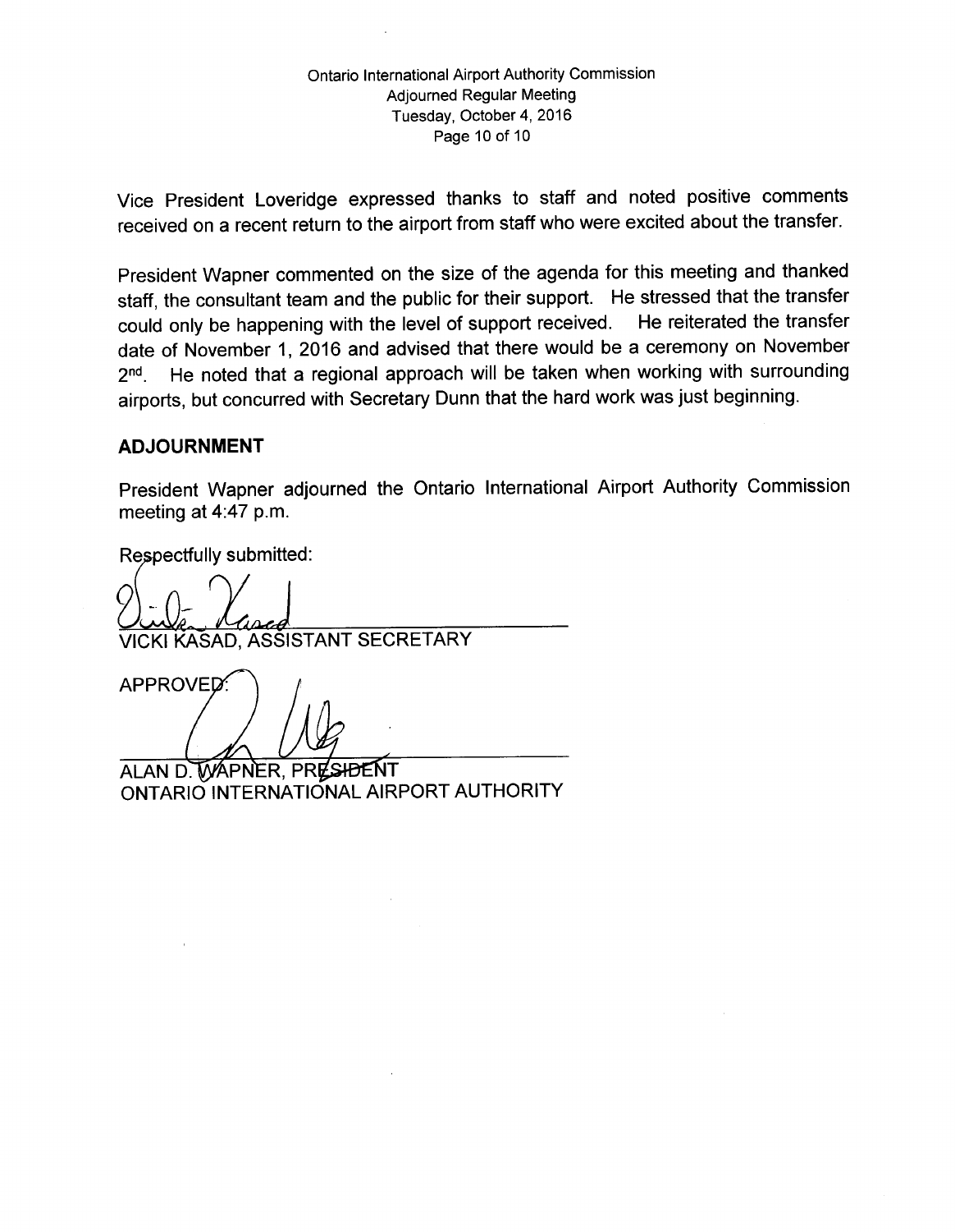Vice President Loveridge expressed thanks to staff and noted positive comments received on a recent return to the airport from staff who were excited about the transfer.

President Wapner commented on the size of the agenda for this meeting and thanked staff, the consultant team and the public for their support. He stressed that the transfer could only be happening with the level of support received. He reiterated the transfer date of November 1, 2016 and advised that there would be a ceremony on November 2nd. He noted that a regional approach will be taken when working with surrounding airports, but concurred with Secretary Dunn that the hard work was just beginning.

## ADJOURNMENT

President Wapner adjourned the Ontario International Airport Authority Commission meeting at 4:47 p.m.

Respectfully submitted:

VICKI KASAD, ASSISTANT SECRETARY

APPROVED:

ALAN D. WAPNER, PRESIDENT
ONTARIO INTERNATIONAL AIRPORT AUTHORITY